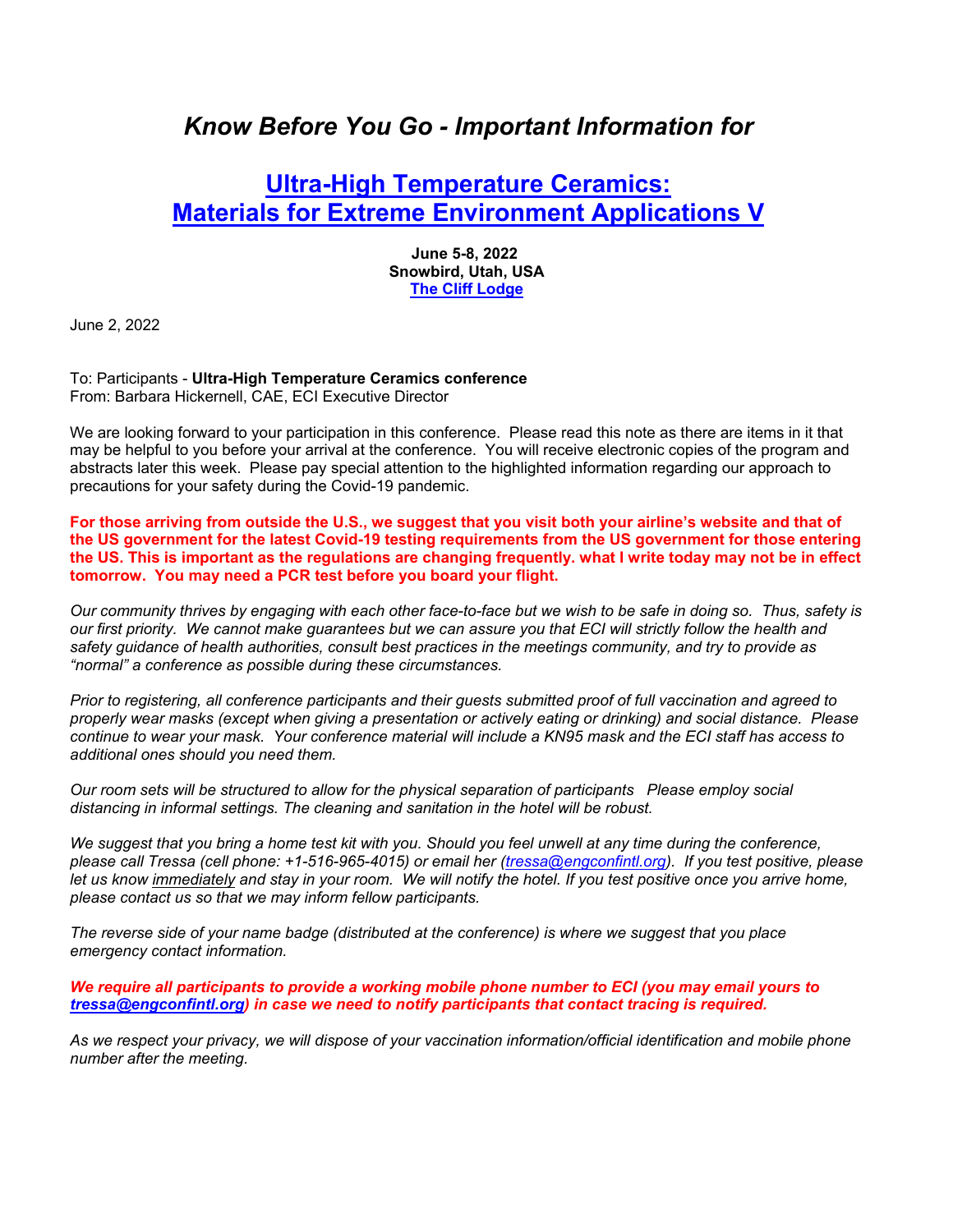# *Know Before You Go - Important Information for*

## Ultra-High Temperature Ceramics: Materials for Extreme Environment Applications V

**June 5-8, 2022**
**Snowbird, Utah, USA**
**The Cliff Lodge**

June 2, 2022

To: Participants - **Ultra-High Temperature Ceramics conference**
From: Barbara Hickernell, CAE, ECI Executive Director

We are looking forward to your participation in this conference. Please read this note as there are items in it that may be helpful to you before your arrival at the conference. You will receive electronic copies of the program and abstracts later this week. Please pay special attention to the highlighted information regarding our approach to precautions for your safety during the Covid-19 pandemic.

**For those arriving from outside the U.S., we suggest that you visit both your airline's website and that of the US government for the latest Covid-19 testing requirements from the US government for those entering the US. This is important as the regulations are changing frequently. what I write today may not be in effect tomorrow. You may need a PCR test before you board your flight.**

*Our community thrives by engaging with each other face-to-face but we wish to be safe in doing so. Thus, safety is our first priority. We cannot make guarantees but we can assure you that ECI will strictly follow the health and safety guidance of health authorities, consult best practices in the meetings community, and try to provide as "normal" a conference as possible during these circumstances.*

*Prior to registering, all conference participants and their guests submitted proof of full vaccination and agreed to properly wear masks (except when giving a presentation or actively eating or drinking) and social distance. Please continue to wear your mask. Your conference material will include a KN95 mask and the ECI staff has access to additional ones should you need them.*

*Our room sets will be structured to allow for the physical separation of participants Please employ social distancing in informal settings. The cleaning and sanitation in the hotel will be robust.*

*We suggest that you bring a home test kit with you. Should you feel unwell at any time during the conference, please call Tressa (cell phone: +1-516-965-4015) or email her (tressa@engconfintl.org). If you test positive, please let us know immediately and stay in your room. We will notify the hotel. If you test positive once you arrive home, please contact us so that we may inform fellow participants.*

*The reverse side of your name badge (distributed at the conference) is where we suggest that you place emergency contact information.*

***We require all participants to provide a working mobile phone number to ECI (you may email yours to tressa@engconfintl.org) in case we need to notify participants that contact tracing is required.***

*As we respect your privacy, we will dispose of your vaccination information/official identification and mobile phone number after the meeting.*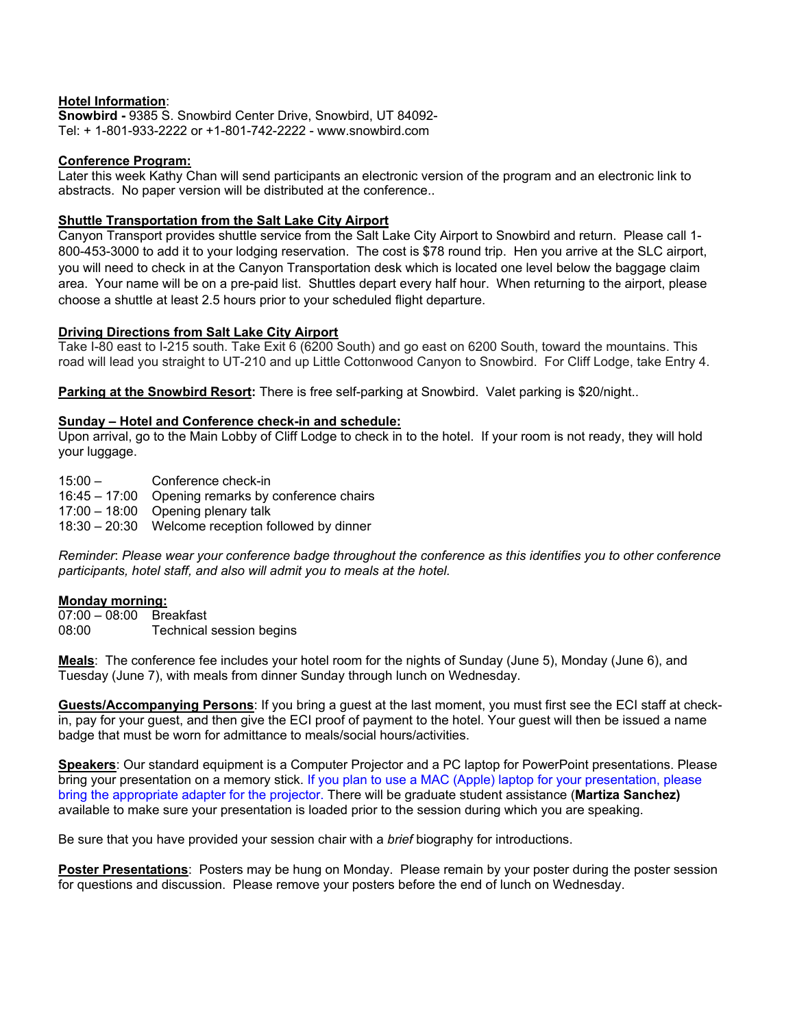**Hotel Information**:
**Snowbird -** 9385 S. Snowbird Center Drive, Snowbird, UT 84092-
Tel: + 1-801-933-2222 or +1-801-742-2222 - www.snowbird.com

**Conference Program:**
Later this week Kathy Chan will send participants an electronic version of the program and an electronic link to abstracts. No paper version will be distributed at the conference..

**Shuttle Transportation from the Salt Lake City Airport**
Canyon Transport provides shuttle service from the Salt Lake City Airport to Snowbird and return. Please call 1-800-453-3000 to add it to your lodging reservation. The cost is $78 round trip. Hen you arrive at the SLC airport, you will need to check in at the Canyon Transportation desk which is located one level below the baggage claim area. Your name will be on a pre-paid list. Shuttles depart every half hour. When returning to the airport, please choose a shuttle at least 2.5 hours prior to your scheduled flight departure.

**Driving Directions from Salt Lake City Airport**
Take I-80 east to I-215 south. Take Exit 6 (6200 South) and go east on 6200 South, toward the mountains. This road will lead you straight to UT-210 and up Little Cottonwood Canyon to Snowbird. For Cliff Lodge, take Entry 4.

**Parking at the Snowbird Resort:** There is free self-parking at Snowbird. Valet parking is $20/night..

**Sunday – Hotel and Conference check-in and schedule:**
Upon arrival, go to the Main Lobby of Cliff Lodge to check in to the hotel. If your room is not ready, they will hold your luggage.

15:00 – Conference check-in
16:45 – 17:00 Opening remarks by conference chairs
17:00 – 18:00 Opening plenary talk
18:30 – 20:30 Welcome reception followed by dinner

*Reminder*: *Please wear your conference badge throughout the conference as this identifies you to other conference participants, hotel staff, and also will admit you to meals at the hotel.*

**Monday morning:**
07:00 – 08:00 Breakfast
08:00 Technical session begins

**Meals**: The conference fee includes your hotel room for the nights of Sunday (June 5), Monday (June 6), and Tuesday (June 7), with meals from dinner Sunday through lunch on Wednesday.

**Guests/Accompanying Persons**: If you bring a guest at the last moment, you must first see the ECI staff at check-in, pay for your guest, and then give the ECI proof of payment to the hotel. Your guest will then be issued a name badge that must be worn for admittance to meals/social hours/activities.

**Speakers**: Our standard equipment is a Computer Projector and a PC laptop for PowerPoint presentations. Please bring your presentation on a memory stick. If you plan to use a MAC (Apple) laptop for your presentation, please bring the appropriate adapter for the projector. There will be graduate student assistance (**Martiza Sanchez)** available to make sure your presentation is loaded prior to the session during which you are speaking.

Be sure that you have provided your session chair with a *brief* biography for introductions.

**Poster Presentations**: Posters may be hung on Monday. Please remain by your poster during the poster session for questions and discussion. Please remove your posters before the end of lunch on Wednesday.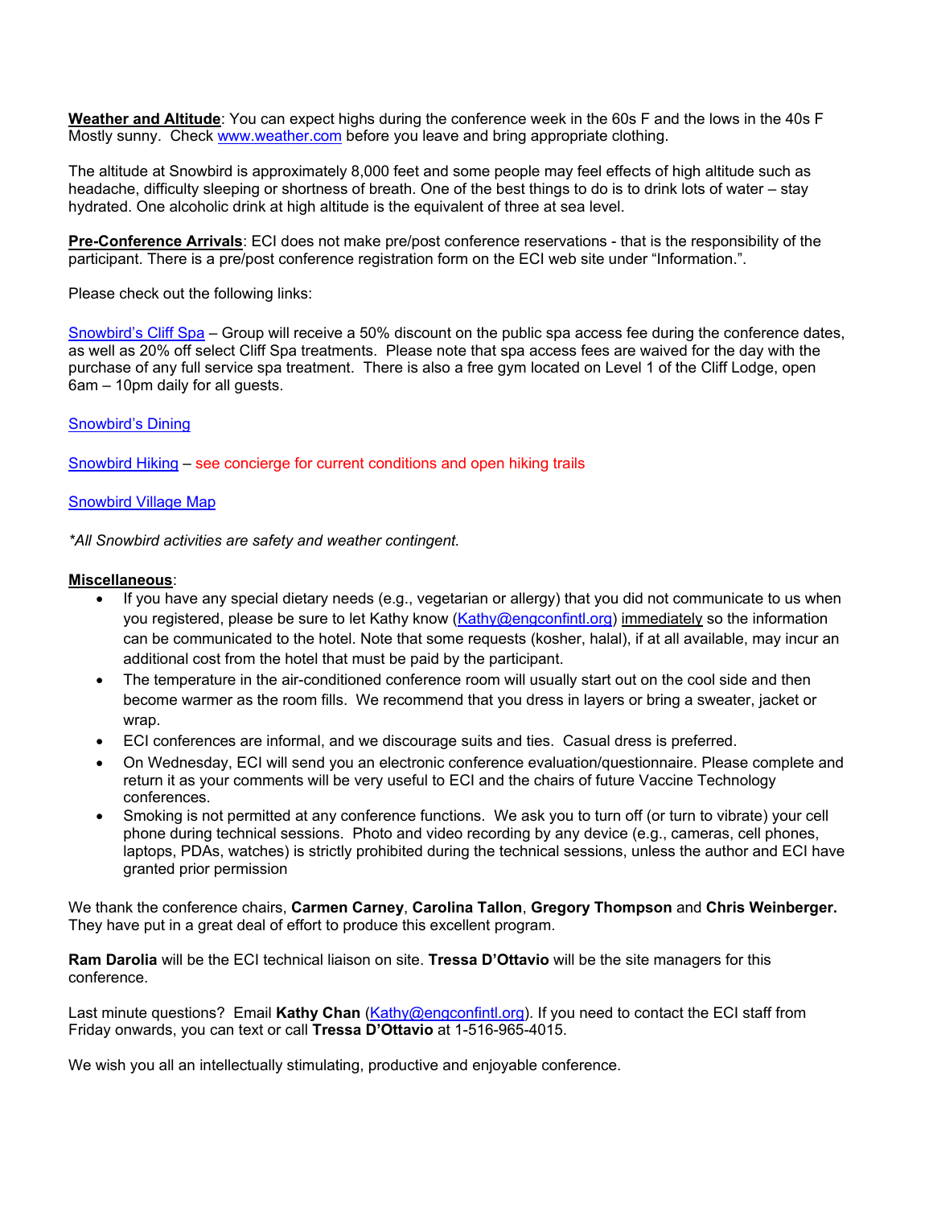**Weather and Altitude**: You can expect highs during the conference week in the 60s F and the lows in the 40s F Mostly sunny. Check [www.weather.com](http://www.weather.com) before you leave and bring appropriate clothing.

The altitude at Snowbird is approximately 8,000 feet and some people may feel effects of high altitude such as headache, difficulty sleeping or shortness of breath. One of the best things to do is to drink lots of water – stay hydrated. One alcoholic drink at high altitude is the equivalent of three at sea level.

**Pre-Conference Arrivals**: ECI does not make pre/post conference reservations - that is the responsibility of the participant. There is a pre/post conference registration form on the ECI web site under "Information.".

Please check out the following links:

Snowbird's Cliff Spa – Group will receive a 50% discount on the public spa access fee during the conference dates, as well as 20% off select Cliff Spa treatments. Please note that spa access fees are waived for the day with the purchase of any full service spa treatment. There is also a free gym located on Level 1 of the Cliff Lodge, open 6am – 10pm daily for all guests.

Snowbird's Dining

Snowbird Hiking – see concierge for current conditions and open hiking trails

Snowbird Village Map

*\*All Snowbird activities are safety and weather contingent.*

**Miscellaneous**:

- If you have any special dietary needs (e.g., vegetarian or allergy) that you did not communicate to us when you registered, please be sure to let Kathy know (Kathy@engconfintl.org) immediately so the information can be communicated to the hotel. Note that some requests (kosher, halal), if at all available, may incur an additional cost from the hotel that must be paid by the participant.
- The temperature in the air-conditioned conference room will usually start out on the cool side and then become warmer as the room fills. We recommend that you dress in layers or bring a sweater, jacket or wrap.
- ECI conferences are informal, and we discourage suits and ties. Casual dress is preferred.
- On Wednesday, ECI will send you an electronic conference evaluation/questionnaire. Please complete and return it as your comments will be very useful to ECI and the chairs of future Vaccine Technology conferences.
- Smoking is not permitted at any conference functions. We ask you to turn off (or turn to vibrate) your cell phone during technical sessions. Photo and video recording by any device (e.g., cameras, cell phones, laptops, PDAs, watches) is strictly prohibited during the technical sessions, unless the author and ECI have granted prior permission

We thank the conference chairs, **Carmen Carney**, **Carolina Tallon**, **Gregory Thompson** and **Chris Weinberger.** They have put in a great deal of effort to produce this excellent program.

**Ram Darolia** will be the ECI technical liaison on site. **Tressa D'Ottavio** will be the site managers for this conference.

Last minute questions? Email **Kathy Chan** (Kathy@engconfintl.org). If you need to contact the ECI staff from Friday onwards, you can text or call **Tressa D'Ottavio** at 1-516-965-4015.

We wish you all an intellectually stimulating, productive and enjoyable conference.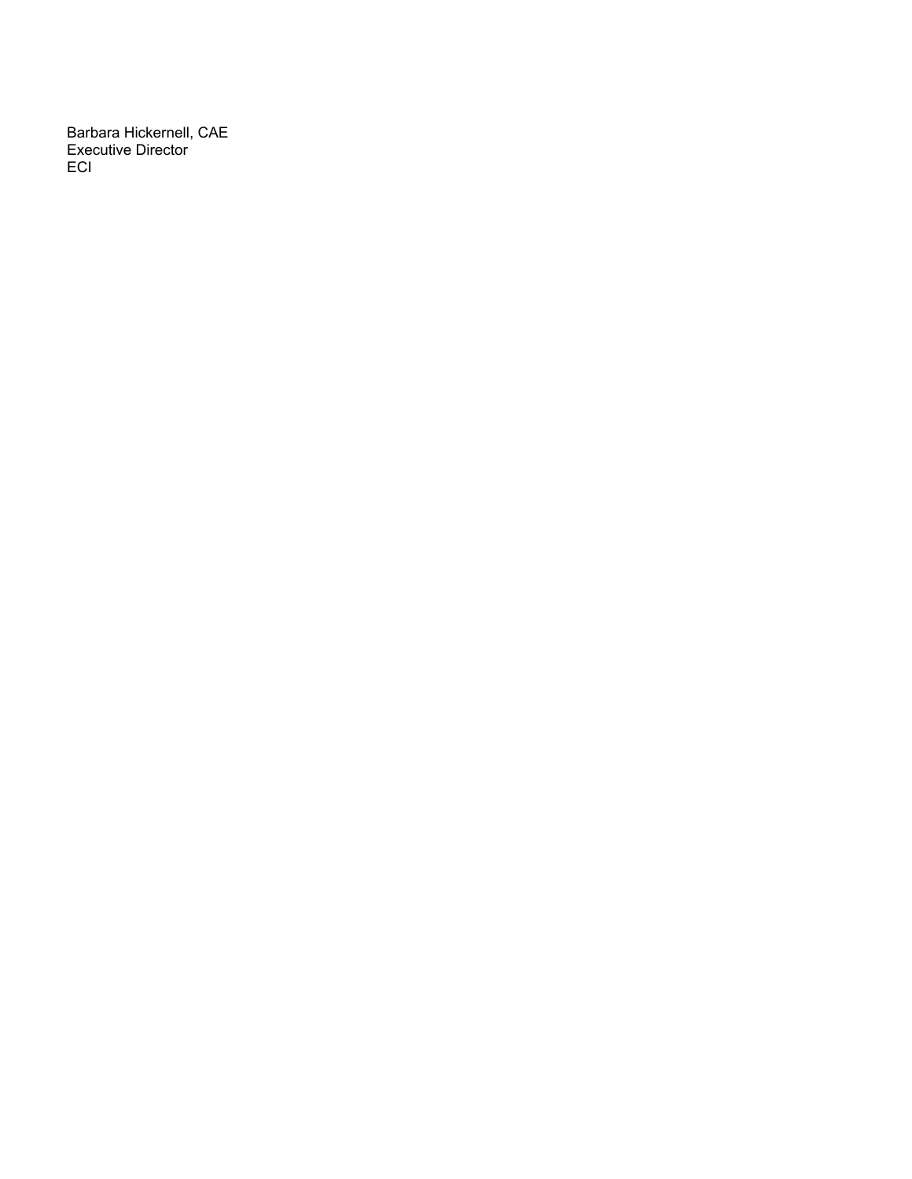Barbara Hickernell, CAE
Executive Director
ECI